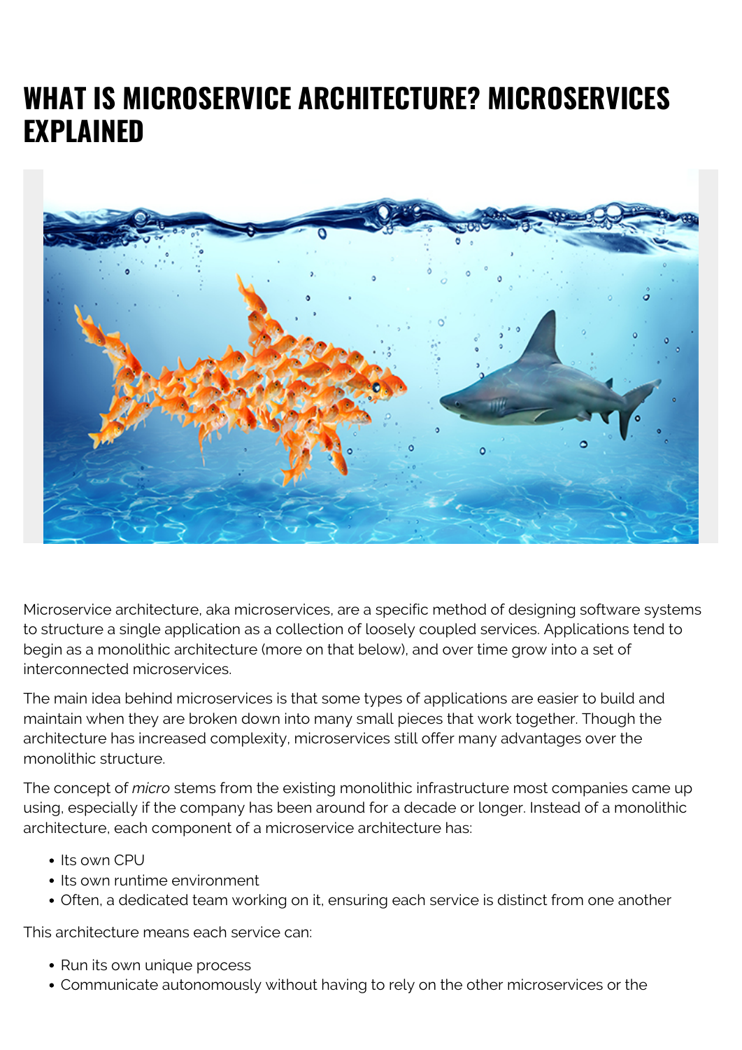# WHAT IS MICROSERVICE ARCHITECTURE? MICROSERVICES EXPLAINED

Microservice architecture, aka microservices, are a specific method of designing software systems to structure a single application as a collection of loosely coupled services. Applications tend to begin as a monolithic architecture (more on that below), and over time grow into a set of interconnected microservices.

The main idea behind microservices is that some types of applications are easier to build and maintain when they are broken down into many small pieces that work together. Though the architecture has increased complexity, microservices still offer many advantages over the monolithic structure.

The concept of *micro* stems from the existing monolithic infrastructure most companies came up using, especially if the company has been around for a decade or longer. Instead of a monolithic architecture, each component of a microservice architecture has:

- Its own CPU
- Its own runtime environment
- Often, a dedicated team working on it, ensuring each service is distinct from one another

This architecture means each service can:

- Run its own unique process
- Communicate autonomously without having to rely on the other microservices or the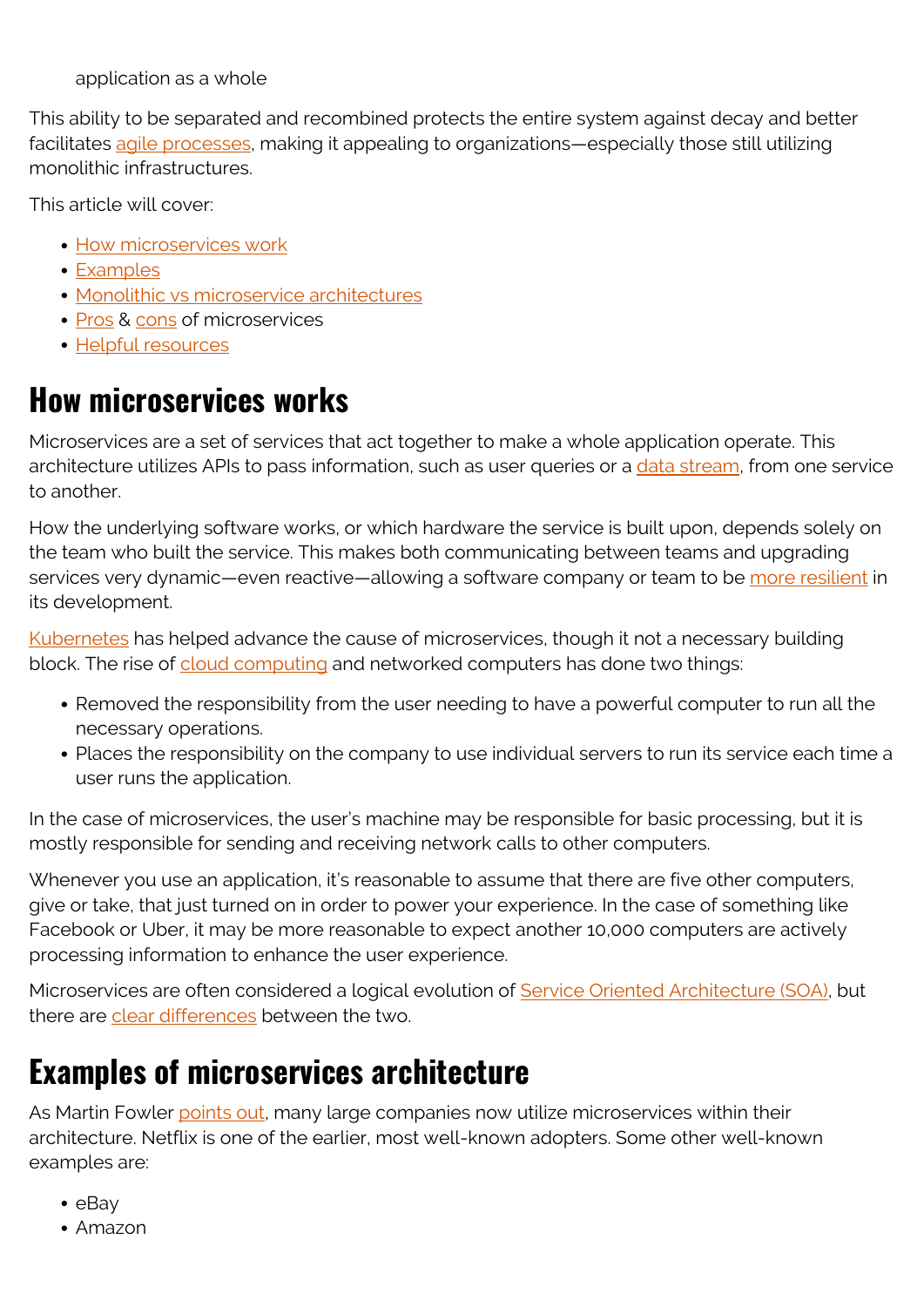application as a whole

This ability to be separated and recombined protects the entire system against decay and better facilitates agile processes, making it appealing to organizations—especially those still utilizing monolithic infrastructures.

This article will cover:

- How microservices work
- Examples
- Monolithic vs microservice architectures
- Pros & cons of microservices
- Helpful resources

## How microservices works

Microservices are a set of services that act together to make a whole application operate. This architecture utilizes APIs to pass information, such as user queries or a data stream, from one service to another.

How the underlying software works, or which hardware the service is built upon, depends solely on the team who built the service. This makes both communicating between teams and upgrading services very dynamic—even reactive—allowing a software company or team to be more resilient in its development.

Kubernetes has helped advance the cause of microservices, though it not a necessary building block. The rise of cloud computing and networked computers has done two things:

- Removed the responsibility from the user needing to have a powerful computer to run all the necessary operations.
- Places the responsibility on the company to use individual servers to run its service each time a user runs the application.

In the case of microservices, the user's machine may be responsible for basic processing, but it is mostly responsible for sending and receiving network calls to other computers.

Whenever you use an application, it's reasonable to assume that there are five other computers, give or take, that just turned on in order to power your experience. In the case of something like Facebook or Uber, it may be more reasonable to expect another 10,000 computers are actively processing information to enhance the user experience.

Microservices are often considered a logical evolution of Service Oriented Architecture (SOA), but there are clear differences between the two.

## Examples of microservices architecture

As Martin Fowler points out, many large companies now utilize microservices within their architecture. Netflix is one of the earlier, most well-known adopters. Some other well-known examples are:

- eBay
- Amazon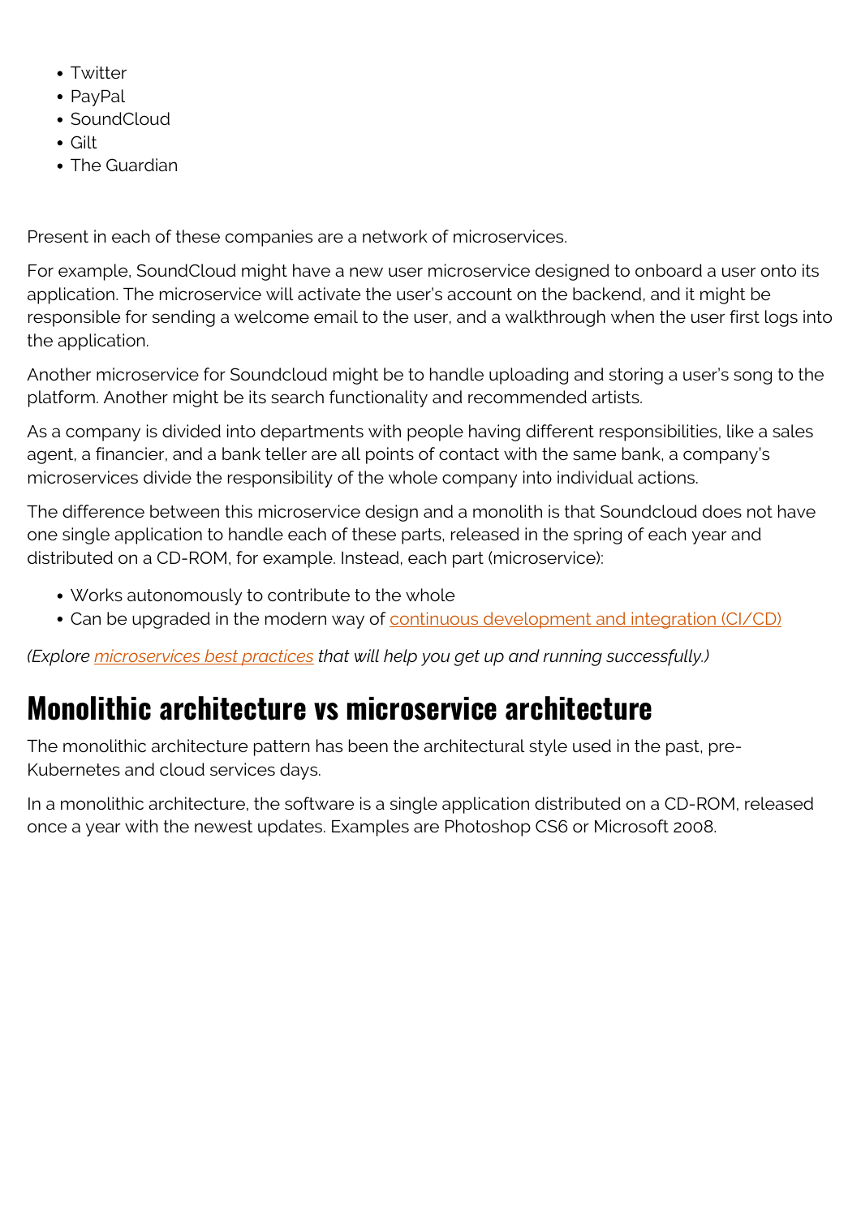- Twitter
- PayPal
- SoundCloud
- Gilt
- The Guardian

Present in each of these companies are a network of microservices.

For example, SoundCloud might have a new user microservice designed to onboard a user onto its application. The microservice will activate the user's account on the backend, and it might be responsible for sending a welcome email to the user, and a walkthrough when the user first logs into the application.

Another microservice for Soundcloud might be to handle uploading and storing a user's song to the platform. Another might be its search functionality and recommended artists.

As a company is divided into departments with people having different responsibilities, like a sales agent, a financier, and a bank teller are all points of contact with the same bank, a company's microservices divide the responsibility of the whole company into individual actions.

The difference between this microservice design and a monolith is that Soundcloud does not have one single application to handle each of these parts, released in the spring of each year and distributed on a CD-ROM, for example. Instead, each part (microservice):

- Works autonomously to contribute to the whole
- Can be upgraded in the modern way of continuous development and integration (CI/CD)

*(Explore microservices best practices that will help you get up and running successfully.)*

## Monolithic architecture vs microservice architecture

The monolithic architecture pattern has been the architectural style used in the past, pre-Kubernetes and cloud services days.

In a monolithic architecture, the software is a single application distributed on a CD-ROM, released once a year with the newest updates. Examples are Photoshop CS6 or Microsoft 2008.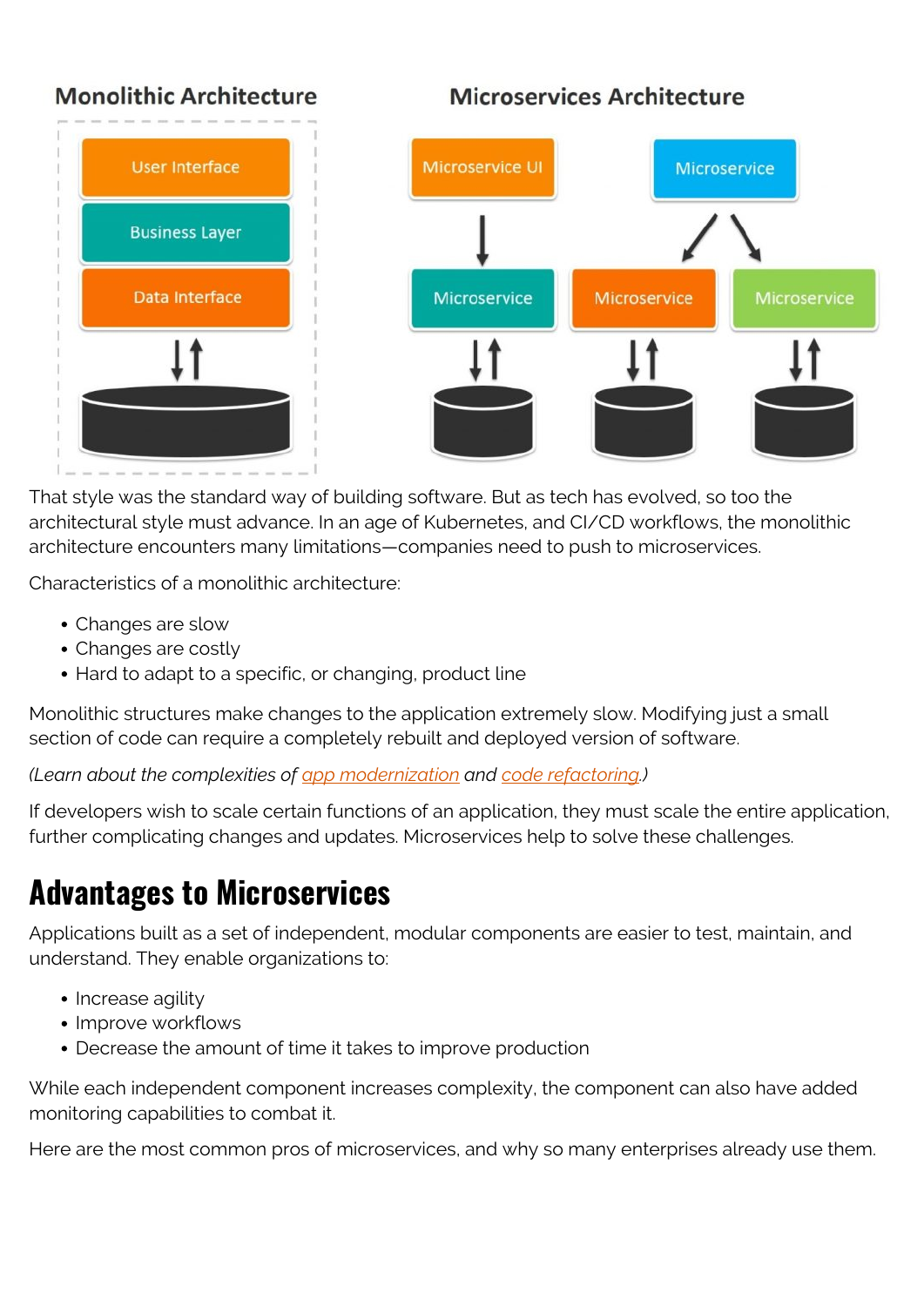That style was the standard way of building software. But as tech has evolved, so too the architectural style must advance. In an age of Kubernetes, and CI/CD workflows, the monolithic architecture encounters many limitations—companies need to push to microservices.

Characteristics of a monolithic architecture:

- Changes are slow
- Changes are costly
- Hard to adapt to a specific, or changing, product line

Monolithic structures make changes to the application extremely slow. Modifying just a small section of code can require a completely rebuilt and deployed version of software.

*(Learn about the complexities of app modernization and code refactoring.)*

If developers wish to scale certain functions of an application, they must scale the entire application, further complicating changes and updates. Microservices help to solve these challenges.

## Advantages to Microservices

Applications built as a set of independent, modular components are easier to test, maintain, and understand. They enable organizations to:

- Increase agility
- Improve workflows
- Decrease the amount of time it takes to improve production

While each independent component increases complexity, the component can also have added monitoring capabilities to combat it.

Here are the most common pros of microservices, and why so many enterprises already use them.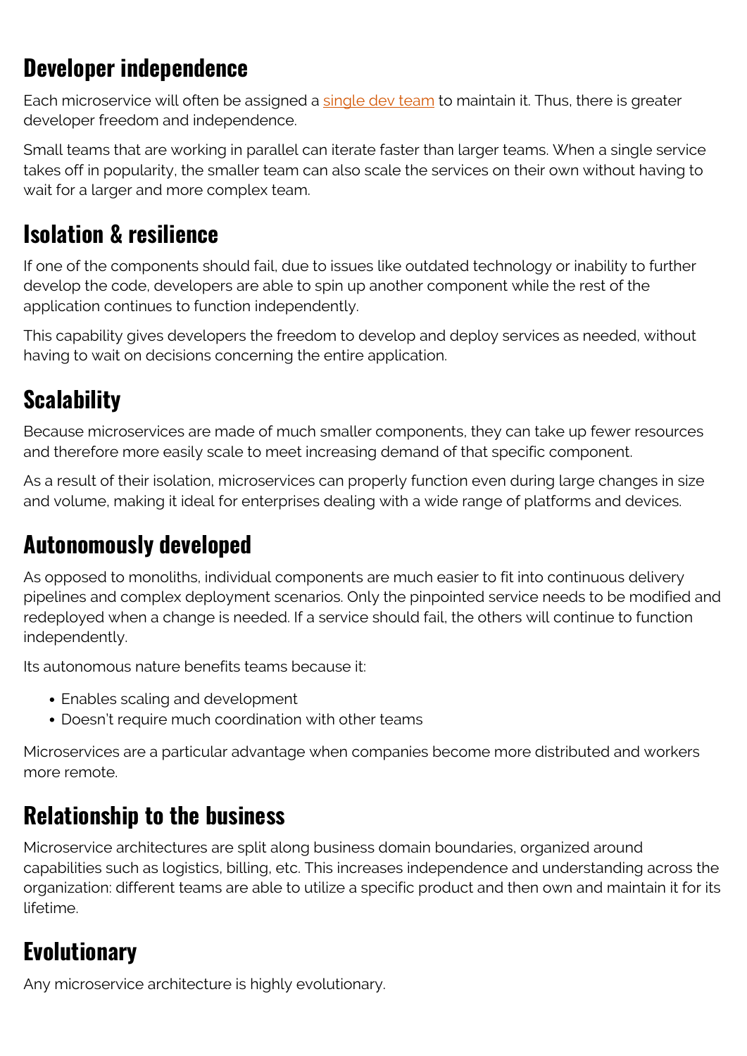## Developer independence

Each microservice will often be assigned a [single dev team] to maintain it. Thus, there is greater developer freedom and independence.

Small teams that are working in parallel can iterate faster than larger teams. When a single service takes off in popularity, the smaller team can also scale the services on their own without having to wait for a larger and more complex team.

## Isolation & resilience

If one of the components should fail, due to issues like outdated technology or inability to further develop the code, developers are able to spin up another component while the rest of the application continues to function independently.

This capability gives developers the freedom to develop and deploy services as needed, without having to wait on decisions concerning the entire application.

## Scalability

Because microservices are made of much smaller components, they can take up fewer resources and therefore more easily scale to meet increasing demand of that specific component.

As a result of their isolation, microservices can properly function even during large changes in size and volume, making it ideal for enterprises dealing with a wide range of platforms and devices.

## Autonomously developed

As opposed to monoliths, individual components are much easier to fit into continuous delivery pipelines and complex deployment scenarios. Only the pinpointed service needs to be modified and redeployed when a change is needed. If a service should fail, the others will continue to function independently.

Its autonomous nature benefits teams because it:

- Enables scaling and development
- Doesn't require much coordination with other teams

Microservices are a particular advantage when companies become more distributed and workers more remote.

## Relationship to the business

Microservice architectures are split along business domain boundaries, organized around capabilities such as logistics, billing, etc. This increases independence and understanding across the organization: different teams are able to utilize a specific product and then own and maintain it for its lifetime.

## Evolutionary

Any microservice architecture is highly evolutionary.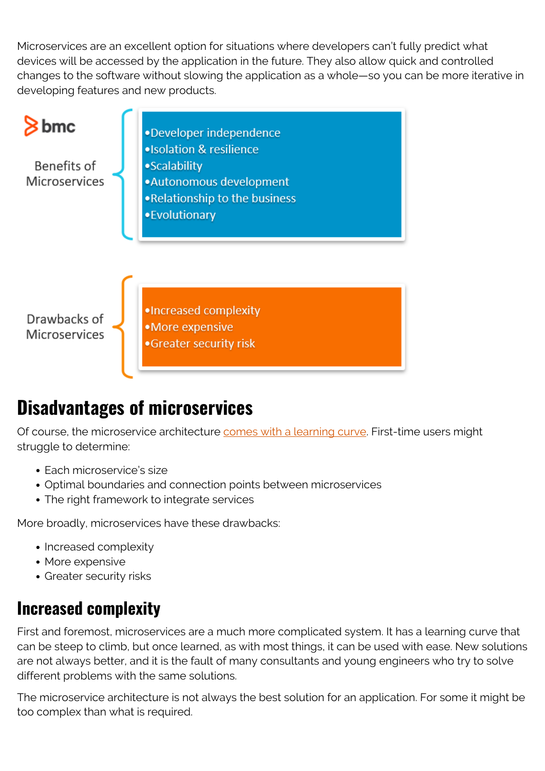Microservices are an excellent option for situations where developers can't fully predict what devices will be accessed by the application in the future. They also allow quick and controlled changes to the software without slowing the application as a whole—so you can be more iterative in developing features and new products.

bmc

Benefits of Microservices

- Developer independence
- Isolation & resilience
- Scalability
- Autonomous development
- Relationship to the business
- Evolutionary

Drawbacks of Microservices

- Increased complexity
- More expensive
- Greater security risk

## Disadvantages of microservices

Of course, the microservice architecture comes with a learning curve. First-time users might struggle to determine:

- Each microservice's size
- Optimal boundaries and connection points between microservices
- The right framework to integrate services

More broadly, microservices have these drawbacks:

- Increased complexity
- More expensive
- Greater security risks

### Increased complexity

First and foremost, microservices are a much more complicated system. It has a learning curve that can be steep to climb, but once learned, as with most things, it can be used with ease. New solutions are not always better, and it is the fault of many consultants and young engineers who try to solve different problems with the same solutions.

The microservice architecture is not always the best solution for an application. For some it might be too complex than what is required.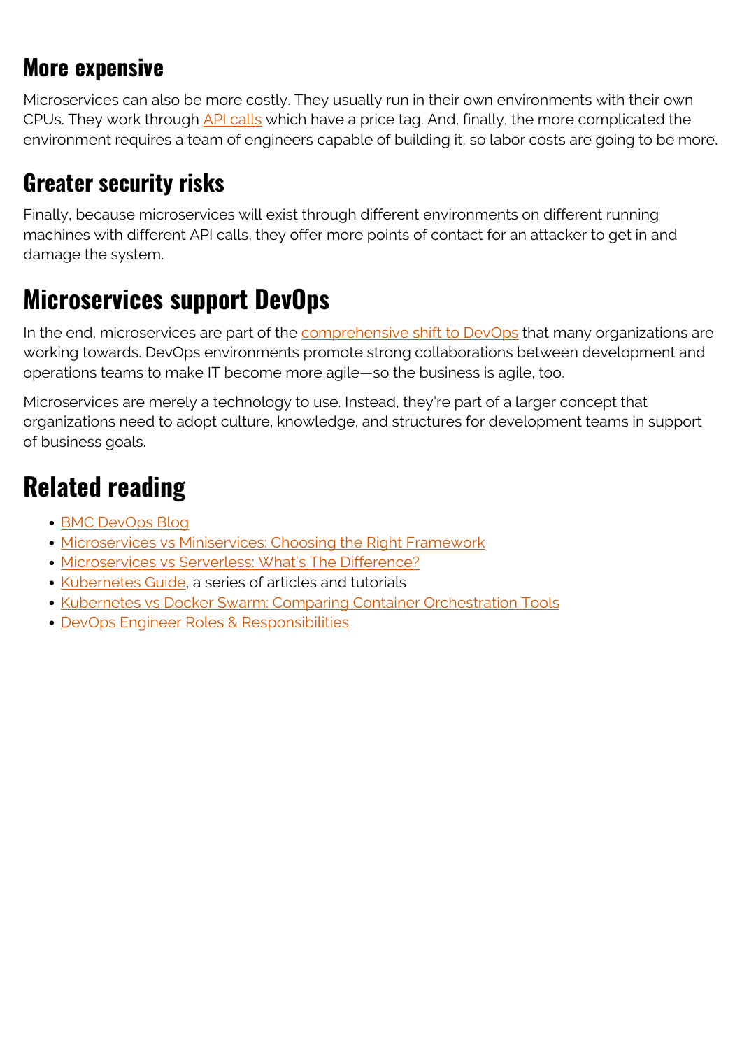### More expensive

Microservices can also be more costly. They usually run in their own environments with their own CPUs. They work through [API calls](#) which have a price tag. And, finally, the more complicated the environment requires a team of engineers capable of building it, so labor costs are going to be more.

### Greater security risks

Finally, because microservices will exist through different environments on different running machines with different API calls, they offer more points of contact for an attacker to get in and damage the system.

## Microservices support DevOps

In the end, microservices are part of the [comprehensive shift to DevOps](#) that many organizations are working towards. DevOps environments promote strong collaborations between development and operations teams to make IT become more agile—so the business is agile, too.

Microservices are merely a technology to use. Instead, they're part of a larger concept that organizations need to adopt culture, knowledge, and structures for development teams in support of business goals.

## Related reading

- [BMC DevOps Blog](#)
- [Microservices vs Miniservices: Choosing the Right Framework](#)
- [Microservices vs Serverless: What's The Difference?](#)
- [Kubernetes Guide](#), a series of articles and tutorials
- [Kubernetes vs Docker Swarm: Comparing Container Orchestration Tools](#)
- [DevOps Engineer Roles & Responsibilities](#)